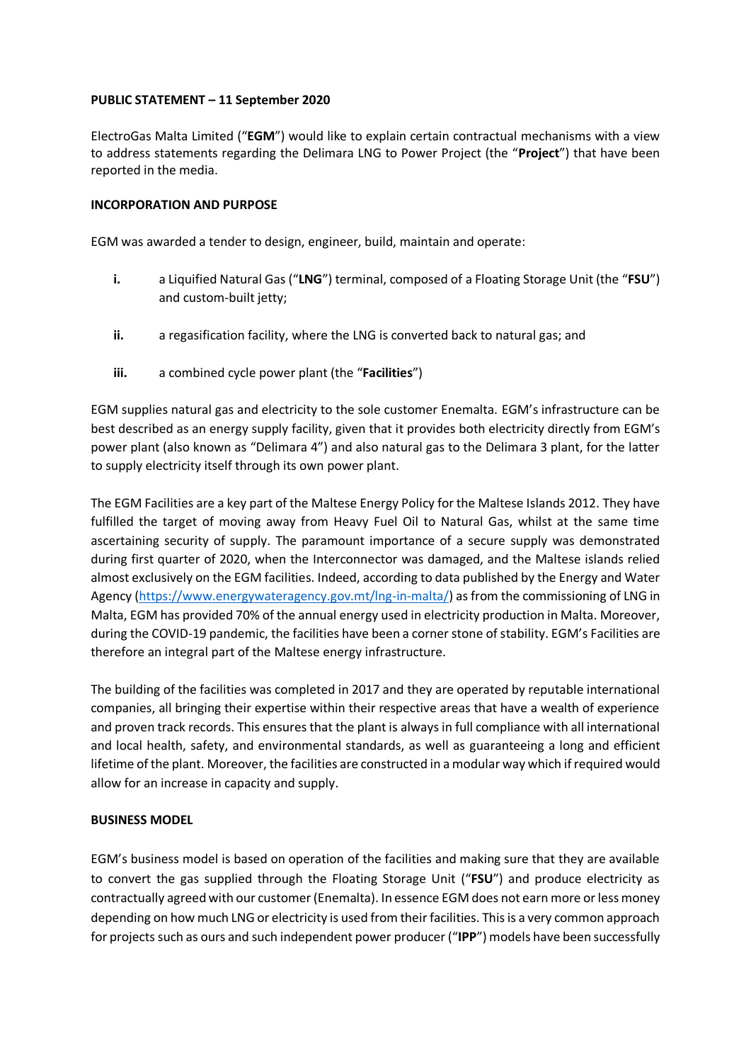**PUBLIC STATEMENT – 11 September 2020**

ElectroGas Malta Limited ("**EGM**") would like to explain certain contractual mechanisms with a view to address statements regarding the Delimara LNG to Power Project (the "**Project**") that have been reported in the media.

**INCORPORATION AND PURPOSE**

EGM was awarded a tender to design, engineer, build, maintain and operate:

- **i.** a Liquified Natural Gas ("**LNG**") terminal, composed of a Floating Storage Unit (the "**FSU**") and custom-built jetty;
- **ii.** a regasification facility, where the LNG is converted back to natural gas; and
- **iii.** a combined cycle power plant (the "**Facilities**")

EGM supplies natural gas and electricity to the sole customer Enemalta. EGM's infrastructure can be best described as an energy supply facility, given that it provides both electricity directly from EGM's power plant (also known as "Delimara 4") and also natural gas to the Delimara 3 plant, for the latter to supply electricity itself through its own power plant.

The EGM Facilities are a key part of the Maltese Energy Policy for the Maltese Islands 2012. They have fulfilled the target of moving away from Heavy Fuel Oil to Natural Gas, whilst at the same time ascertaining security of supply. The paramount importance of a secure supply was demonstrated during first quarter of 2020, when the Interconnector was damaged, and the Maltese islands relied almost exclusively on the EGM facilities. Indeed, according to data published by the Energy and Water Agency (https://www.energywateragency.gov.mt/lng-in-malta/) as from the commissioning of LNG in Malta, EGM has provided 70% of the annual energy used in electricity production in Malta. Moreover, during the COVID-19 pandemic, the facilities have been a corner stone of stability. EGM's Facilities are therefore an integral part of the Maltese energy infrastructure.

The building of the facilities was completed in 2017 and they are operated by reputable international companies, all bringing their expertise within their respective areas that have a wealth of experience and proven track records. This ensures that the plant is always in full compliance with all international and local health, safety, and environmental standards, as well as guaranteeing a long and efficient lifetime of the plant. Moreover, the facilities are constructed in a modular way which if required would allow for an increase in capacity and supply.

**BUSINESS MODEL**

EGM's business model is based on operation of the facilities and making sure that they are available to convert the gas supplied through the Floating Storage Unit ("**FSU**") and produce electricity as contractually agreed with our customer (Enemalta). In essence EGM does not earn more or less money depending on how much LNG or electricity is used from their facilities. This is a very common approach for projects such as ours and such independent power producer ("**IPP**") models have been successfully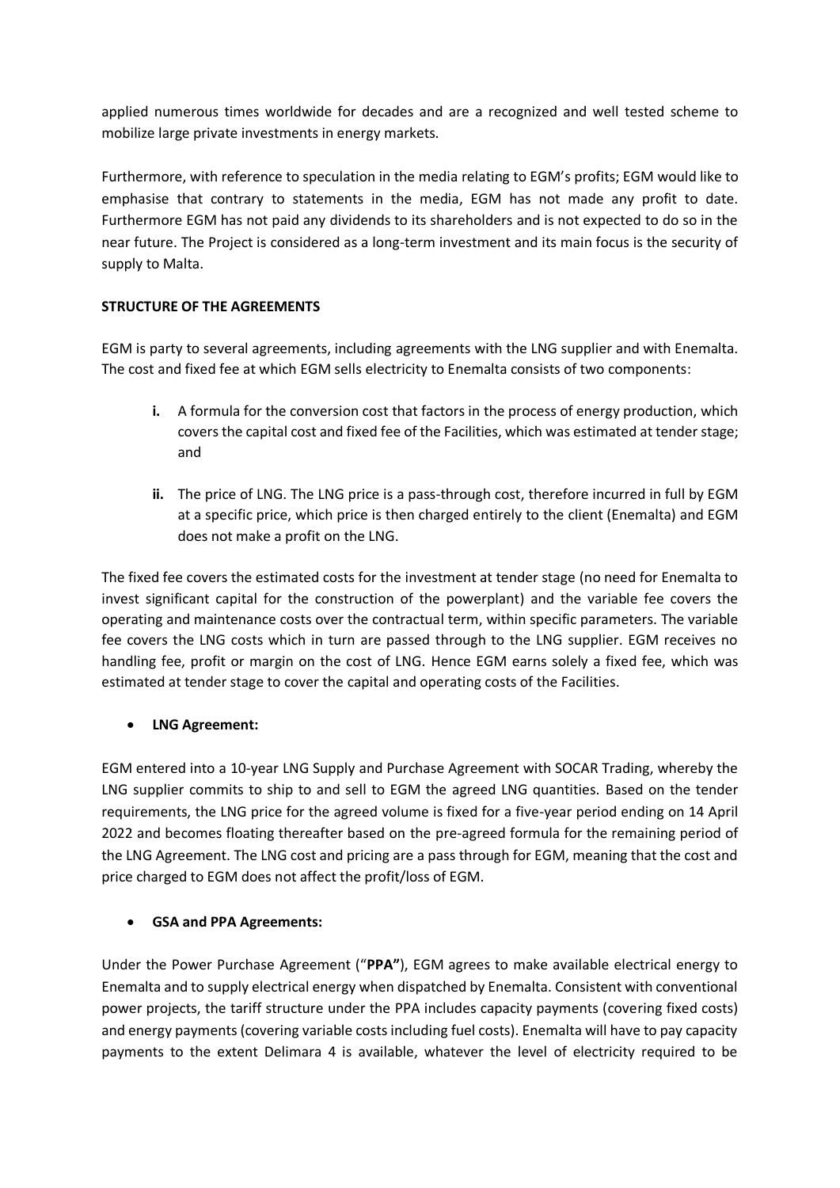applied numerous times worldwide for decades and are a recognized and well tested scheme to mobilize large private investments in energy markets.

Furthermore, with reference to speculation in the media relating to EGM's profits; EGM would like to emphasise that contrary to statements in the media, EGM has not made any profit to date. Furthermore EGM has not paid any dividends to its shareholders and is not expected to do so in the near future. The Project is considered as a long-term investment and its main focus is the security of supply to Malta.

**STRUCTURE OF THE AGREEMENTS**

EGM is party to several agreements, including agreements with the LNG supplier and with Enemalta. The cost and fixed fee at which EGM sells electricity to Enemalta consists of two components:

- **i.** A formula for the conversion cost that factors in the process of energy production, which covers the capital cost and fixed fee of the Facilities, which was estimated at tender stage; and

- **ii.** The price of LNG. The LNG price is a pass-through cost, therefore incurred in full by EGM at a specific price, which price is then charged entirely to the client (Enemalta) and EGM does not make a profit on the LNG.

The fixed fee covers the estimated costs for the investment at tender stage (no need for Enemalta to invest significant capital for the construction of the powerplant) and the variable fee covers the operating and maintenance costs over the contractual term, within specific parameters. The variable fee covers the LNG costs which in turn are passed through to the LNG supplier. EGM receives no handling fee, profit or margin on the cost of LNG. Hence EGM earns solely a fixed fee, which was estimated at tender stage to cover the capital and operating costs of the Facilities.

- **LNG Agreement:**

EGM entered into a 10-year LNG Supply and Purchase Agreement with SOCAR Trading, whereby the LNG supplier commits to ship to and sell to EGM the agreed LNG quantities. Based on the tender requirements, the LNG price for the agreed volume is fixed for a five-year period ending on 14 April 2022 and becomes floating thereafter based on the pre-agreed formula for the remaining period of the LNG Agreement. The LNG cost and pricing are a pass through for EGM, meaning that the cost and price charged to EGM does not affect the profit/loss of EGM.

- **GSA and PPA Agreements:**

Under the Power Purchase Agreement ("**PPA"**), EGM agrees to make available electrical energy to Enemalta and to supply electrical energy when dispatched by Enemalta. Consistent with conventional power projects, the tariff structure under the PPA includes capacity payments (covering fixed costs) and energy payments (covering variable costs including fuel costs). Enemalta will have to pay capacity payments to the extent Delimara 4 is available, whatever the level of electricity required to be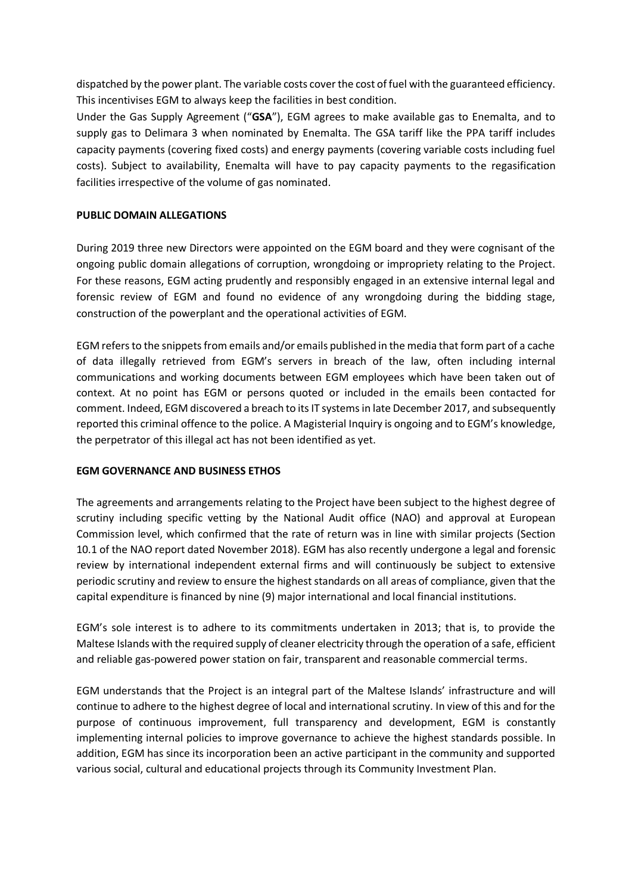dispatched by the power plant. The variable costs cover the cost of fuel with the guaranteed efficiency. This incentivises EGM to always keep the facilities in best condition.

Under the Gas Supply Agreement ("**GSA**"), EGM agrees to make available gas to Enemalta, and to supply gas to Delimara 3 when nominated by Enemalta. The GSA tariff like the PPA tariff includes capacity payments (covering fixed costs) and energy payments (covering variable costs including fuel costs). Subject to availability, Enemalta will have to pay capacity payments to the regasification facilities irrespective of the volume of gas nominated.

**PUBLIC DOMAIN ALLEGATIONS**

During 2019 three new Directors were appointed on the EGM board and they were cognisant of the ongoing public domain allegations of corruption, wrongdoing or impropriety relating to the Project. For these reasons, EGM acting prudently and responsibly engaged in an extensive internal legal and forensic review of EGM and found no evidence of any wrongdoing during the bidding stage, construction of the powerplant and the operational activities of EGM.

EGM refers to the snippets from emails and/or emails published in the media that form part of a cache of data illegally retrieved from EGM's servers in breach of the law, often including internal communications and working documents between EGM employees which have been taken out of context. At no point has EGM or persons quoted or included in the emails been contacted for comment. Indeed, EGM discovered a breach to its IT systems in late December 2017, and subsequently reported this criminal offence to the police. A Magisterial Inquiry is ongoing and to EGM's knowledge, the perpetrator of this illegal act has not been identified as yet.

**EGM GOVERNANCE AND BUSINESS ETHOS**

The agreements and arrangements relating to the Project have been subject to the highest degree of scrutiny including specific vetting by the National Audit office (NAO) and approval at European Commission level, which confirmed that the rate of return was in line with similar projects (Section 10.1 of the NAO report dated November 2018). EGM has also recently undergone a legal and forensic review by international independent external firms and will continuously be subject to extensive periodic scrutiny and review to ensure the highest standards on all areas of compliance, given that the capital expenditure is financed by nine (9) major international and local financial institutions.

EGM's sole interest is to adhere to its commitments undertaken in 2013; that is, to provide the Maltese Islands with the required supply of cleaner electricity through the operation of a safe, efficient and reliable gas-powered power station on fair, transparent and reasonable commercial terms.

EGM understands that the Project is an integral part of the Maltese Islands' infrastructure and will continue to adhere to the highest degree of local and international scrutiny. In view of this and for the purpose of continuous improvement, full transparency and development, EGM is constantly implementing internal policies to improve governance to achieve the highest standards possible. In addition, EGM has since its incorporation been an active participant in the community and supported various social, cultural and educational projects through its Community Investment Plan.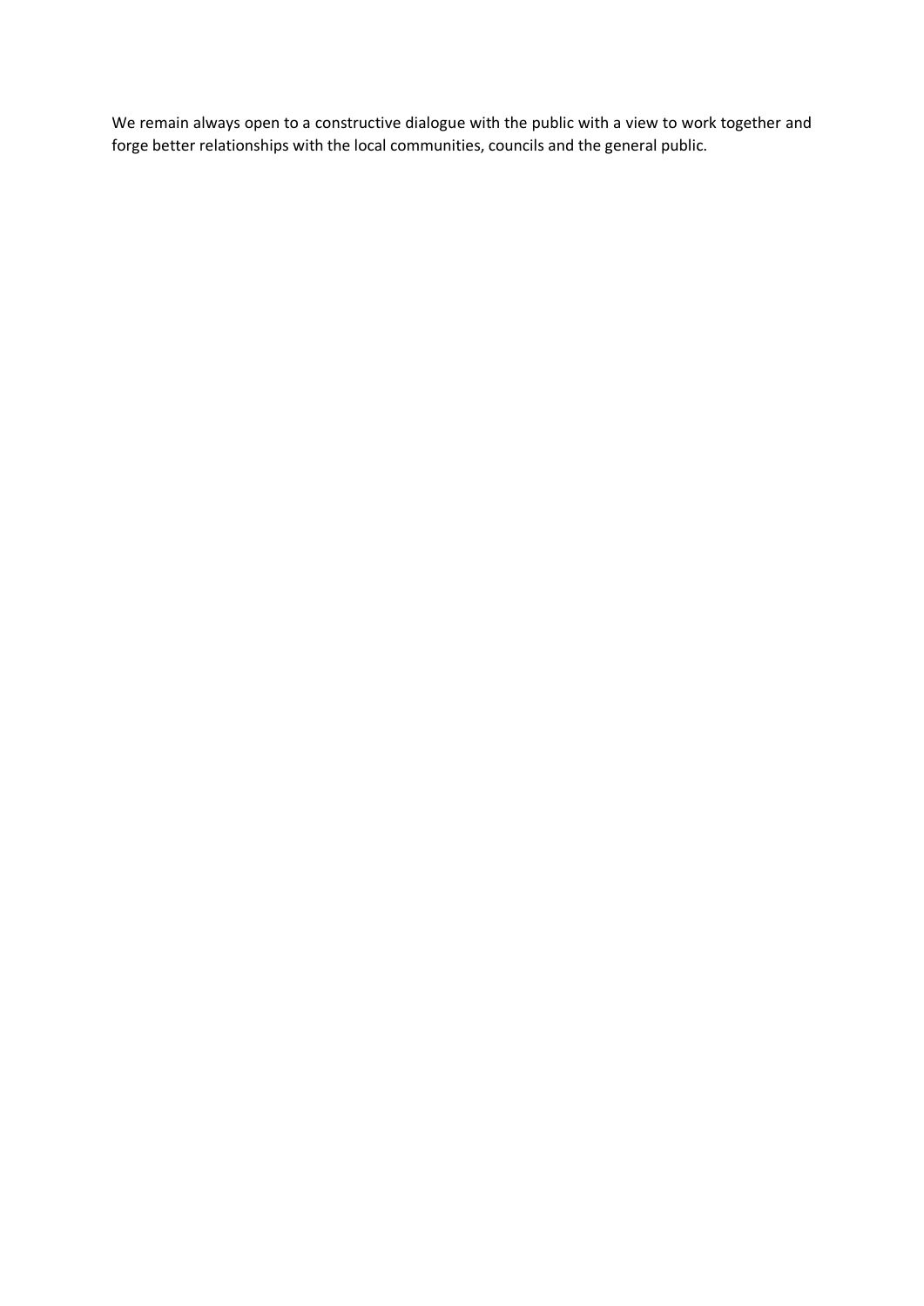We remain always open to a constructive dialogue with the public with a view to work together and forge better relationships with the local communities, councils and the general public.